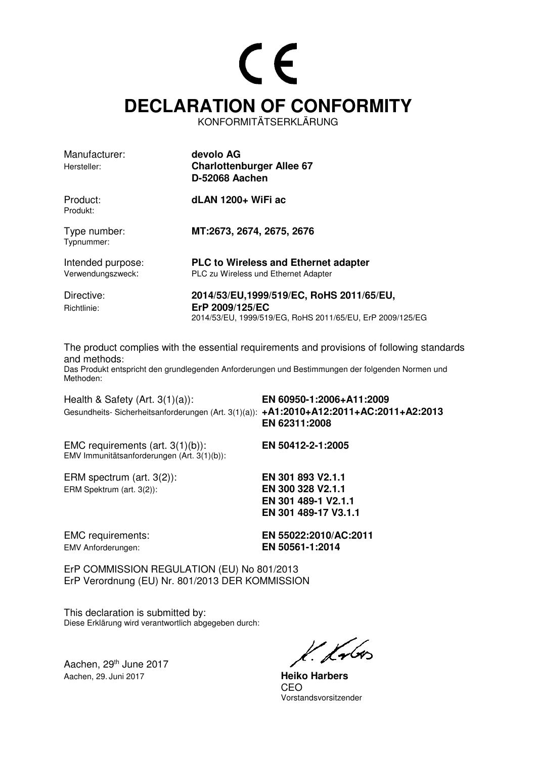CE

# DECLARATION OF CONFORMITY

KONFORMITÄTSERKLÄRUNG

| | |
|---|---|
| Manufacturer:<br>Hersteller: | **devolo AG**<br>**Charlottenburger Allee 67**<br>**D-52068 Aachen** |
| Product:<br>Produkt: | **dLAN 1200+ WiFi ac** |
| Type number:<br>Typnummer: | **MT:2673, 2674, 2675, 2676** |
| Intended purpose:<br>Verwendungszweck: | **PLC to Wireless and Ethernet adapter**<br>PLC zu Wireless und Ethernet Adapter |
| Directive:<br>Richtlinie: | **2014/53/EU,1999/519/EC, RoHS 2011/65/EU, ErP 2009/125/EC**<br>2014/53/EU, 1999/519/EG, RoHS 2011/65/EU, ErP 2009/125/EG |

The product complies with the essential requirements and provisions of following standards and methods:
Das Produkt entspricht den grundlegenden Anforderungen und Bestimmungen der folgenden Normen und Methoden:

| | |
|---|---|
| Health & Safety (Art. 3(1)(a)):<br>Gesundheits- Sicherheitsanforderungen (Art. 3(1)(a)): | **EN 60950-1:2006+A11:2009**<br>**+A1:2010+A12:2011+AC:2011+A2:2013**<br>**EN 62311:2008** |
| EMC requirements (art. 3(1)(b)):<br>EMV Immunitätsanforderungen (Art. 3(1)(b)): | **EN 50412-2-1:2005** |
| ERM spectrum (art. 3(2)):<br>ERM Spektrum (art. 3(2)): | **EN 301 893 V2.1.1**<br>**EN 300 328 V2.1.1**<br>**EN 301 489-1 V2.1.1**<br>**EN 301 489-17 V3.1.1** |
| EMC requirements:<br>EMV Anforderungen: | **EN 55022:2010/AC:2011**<br>**EN 50561-1:2014** |

ErP COMMISSION REGULATION (EU) No 801/2013
ErP Verordnung (EU) Nr. 801/2013 DER KOMMISSION

This declaration is submitted by:
Diese Erklärung wird verantwortlich abgegeben durch:

Aachen, 29th June 2017
Aachen, 29. Juni 2017

**Heiko Harbers**
CEO
Vorstandsvorsitzender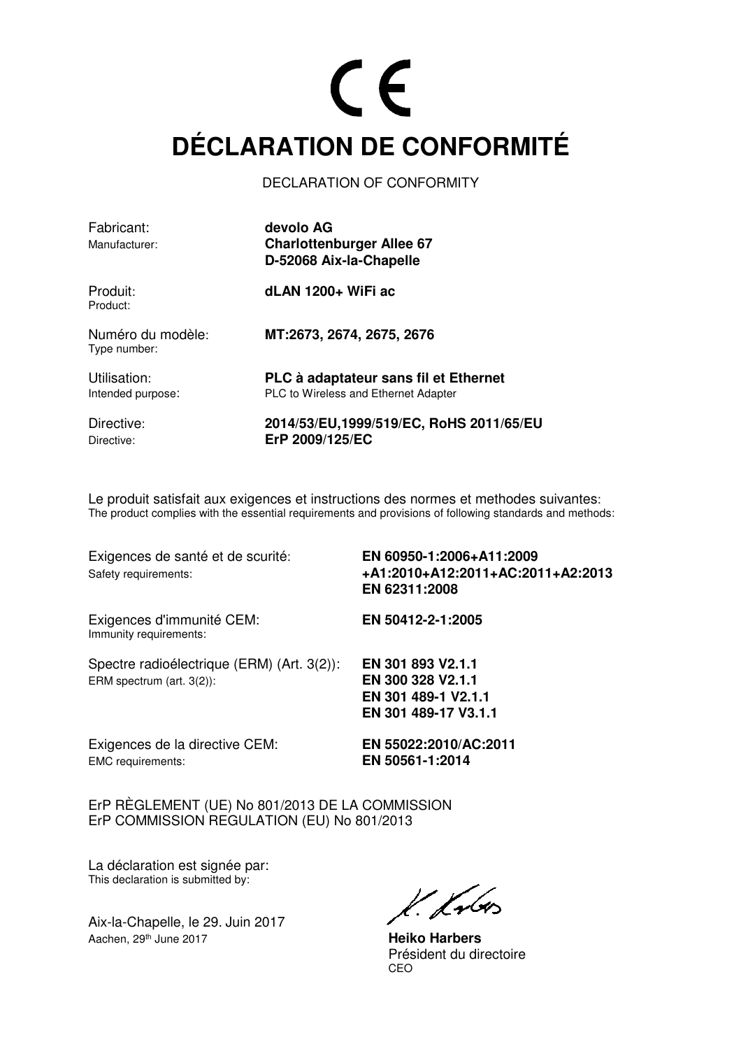CE

# DÉCLARATION DE CONFORMITÉ

DECLARATION OF CONFORMITY

| | |
|---|---|
| Fabricant:<br>Manufacturer: | **devolo AG**<br>**Charlottenburger Allee 67**<br>**D-52068 Aix-la-Chapelle** |
| Produit:<br>Product: | **dLAN 1200+ WiFi ac** |
| Numéro du modèle:<br>Type number: | **MT:2673, 2674, 2675, 2676** |
| Utilisation:<br>Intended purpose: | **PLC à adaptateur sans fil et Ethernet**<br>PLC to Wireless and Ethernet Adapter |
| Directive:<br>Directive: | **2014/53/EU,1999/519/EC, RoHS 2011/65/EU**<br>**ErP 2009/125/EC** |

Le produit satisfait aux exigences et instructions des normes et methodes suivantes:
The product complies with the essential requirements and provisions of following standards and methods:

| | |
|---|---|
| Exigences de santé et de scurité:<br>Safety requirements: | **EN 60950-1:2006+A11:2009**<br>**+A1:2010+A12:2011+AC:2011+A2:2013**<br>**EN 62311:2008** |
| Exigences d'immunité CEM:<br>Immunity requirements: | **EN 50412-2-1:2005** |
| Spectre radioélectrique (ERM) (Art. 3(2)):<br>ERM spectrum (art. 3(2)): | **EN 301 893 V2.1.1**<br>**EN 300 328 V2.1.1**<br>**EN 301 489-1 V2.1.1**<br>**EN 301 489-17 V3.1.1** |
| Exigences de la directive CEM:<br>EMC requirements: | **EN 55022:2010/AC:2011**<br>**EN 50561-1:2014** |

ErP RÈGLEMENT (UE) No 801/2013 DE LA COMMISSION
ErP COMMISSION REGULATION (EU) No 801/2013

La déclaration est signée par:
This declaration is submitted by:

Aix-la-Chapelle, le 29. Juin 2017
Aachen, 29th June 2017

**Heiko Harbers**
Président du directoire
CEO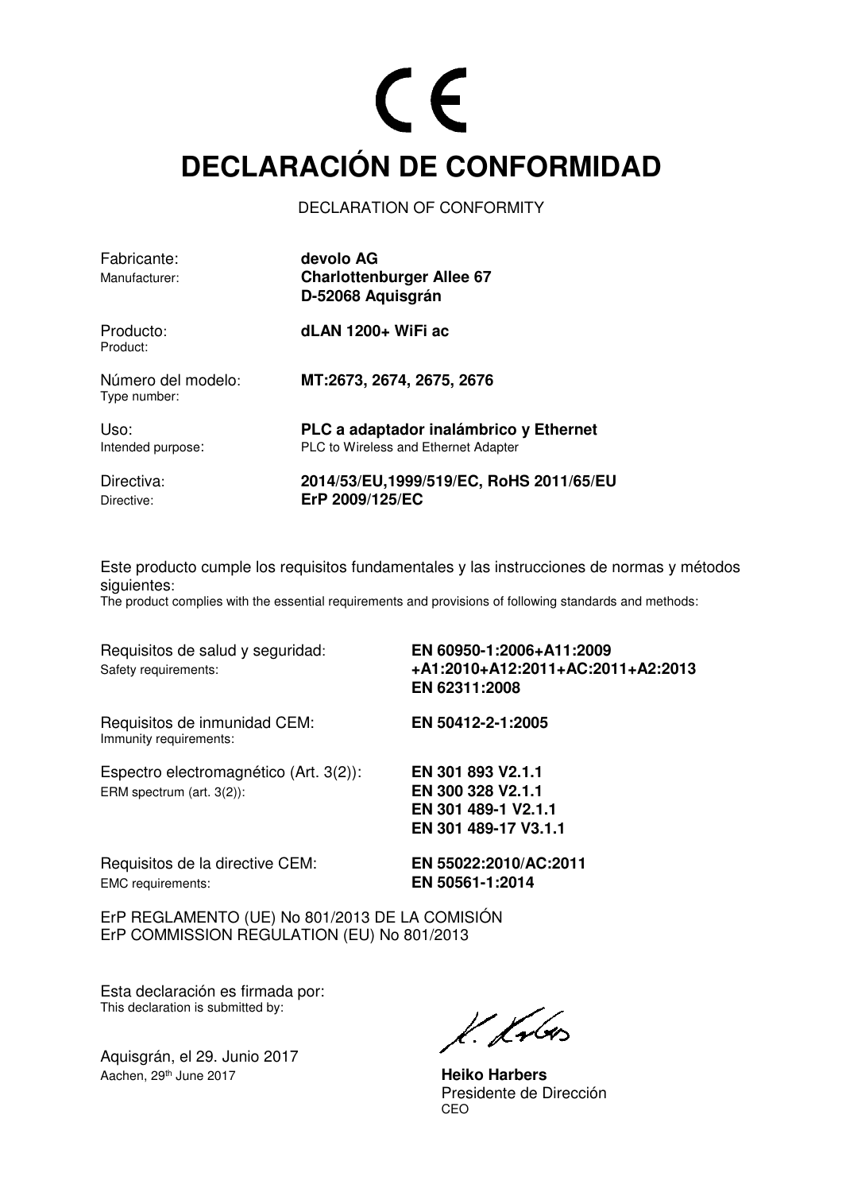CE

# DECLARACIÓN DE CONFORMIDAD

DECLARATION OF CONFORMITY

| | |
|---|---|
| Fabricante:<br>Manufacturer: | **devolo AG**<br>**Charlottenburger Allee 67**<br>**D-52068 Aquisgrán** |
| Producto:<br>Product: | **dLAN 1200+ WiFi ac** |
| Número del modelo:<br>Type number: | **MT:2673, 2674, 2675, 2676** |
| Uso:<br>Intended purpose: | **PLC a adaptador inalámbrico y Ethernet**<br>PLC to Wireless and Ethernet Adapter |
| Directiva:<br>Directive: | **2014/53/EU,1999/519/EC, RoHS 2011/65/EU**<br>**ErP 2009/125/EC** |

Este producto cumple los requisitos fundamentales y las instrucciones de normas y métodos siguientes:
The product complies with the essential requirements and provisions of following standards and methods:

| | |
|---|---|
| Requisitos de salud y seguridad:<br>Safety requirements: | **EN 60950-1:2006+A11:2009**<br>**+A1:2010+A12:2011+AC:2011+A2:2013**<br>**EN 62311:2008** |
| Requisitos de inmunidad CEM:<br>Immunity requirements: | **EN 50412-2-1:2005** |
| Espectro electromagnético (Art. 3(2)):<br>ERM spectrum (art. 3(2)): | **EN 301 893 V2.1.1**<br>**EN 300 328 V2.1.1**<br>**EN 301 489-1 V2.1.1**<br>**EN 301 489-17 V3.1.1** |
| Requisitos de la directive CEM:<br>EMC requirements: | **EN 55022:2010/AC:2011**<br>**EN 50561-1:2014** |

ErP REGLAMENTO (UE) No 801/2013 DE LA COMISIÓN
ErP COMMISSION REGULATION (EU) No 801/2013

Esta declaración es firmada por:
This declaration is submitted by:

Aquisgrán, el 29. Junio 2017
Aachen, 29th June 2017

**Heiko Harbers**
Presidente de Dirección
CEO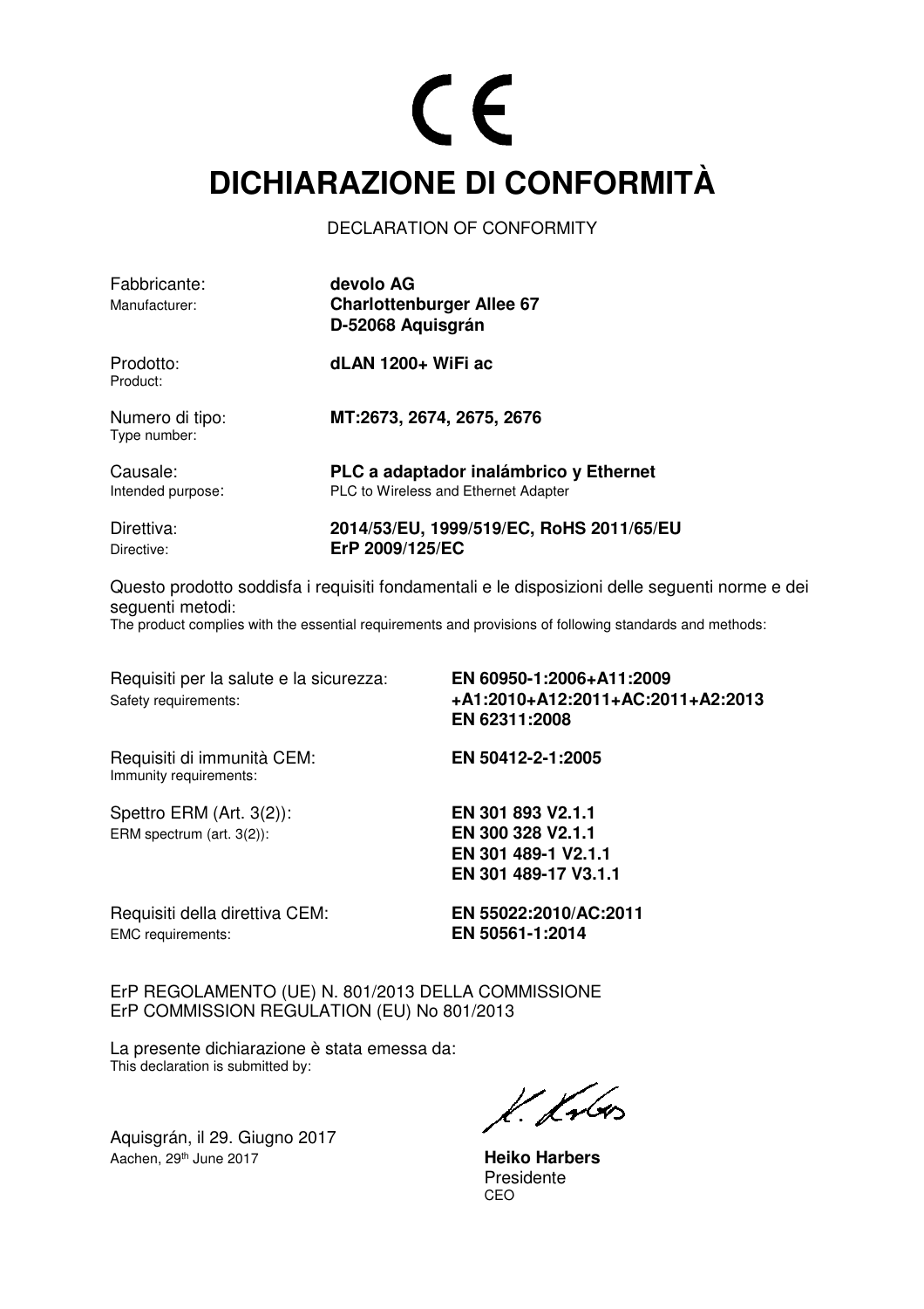# CE

# DICHIARAZIONE DI CONFORMITÀ

DECLARATION OF CONFORMITY

| | |
|---|---|
| Fabbricante:<br>Manufacturer: | **devolo AG**<br>**Charlottenburger Allee 67**<br>**D-52068 Aquisgrán** |
| Prodotto:<br>Product: | **dLAN 1200+ WiFi ac** |
| Numero di tipo:<br>Type number: | **MT:2673, 2674, 2675, 2676** |
| Causale:<br>Intended purpose: | **PLC a adaptador inalámbrico y Ethernet**<br>PLC to Wireless and Ethernet Adapter |
| Direttiva:<br>Directive: | **2014/53/EU, 1999/519/EC, RoHS 2011/65/EU**<br>**ErP 2009/125/EC** |

Questo prodotto soddisfa i requisiti fondamentali e le disposizioni delle seguenti norme e dei seguenti metodi:
The product complies with the essential requirements and provisions of following standards and methods:

| | |
|---|---|
| Requisiti per la salute e la sicurezza:<br>Safety requirements: | **EN 60950-1:2006+A11:2009**<br>**+A1:2010+A12:2011+AC:2011+A2:2013**<br>**EN 62311:2008** |
| Requisiti di immunità CEM:<br>Immunity requirements: | **EN 50412-2-1:2005** |
| Spettro ERM (Art. 3(2)):<br>ERM spectrum (art. 3(2)): | **EN 301 893 V2.1.1**<br>**EN 300 328 V2.1.1**<br>**EN 301 489-1 V2.1.1**<br>**EN 301 489-17 V3.1.1** |
| Requisiti della direttiva CEM:<br>EMC requirements: | **EN 55022:2010/AC:2011**<br>**EN 50561-1:2014** |

ErP REGOLAMENTO (UE) N. 801/2013 DELLA COMMISSIONE
ErP COMMISSION REGULATION (EU) No 801/2013

La presente dichiarazione è stata emessa da:
This declaration is submitted by:

Aquisgrán, il 29. Giugno 2017
Aachen, 29th June 2017

**Heiko Harbers**
Presidente
CEO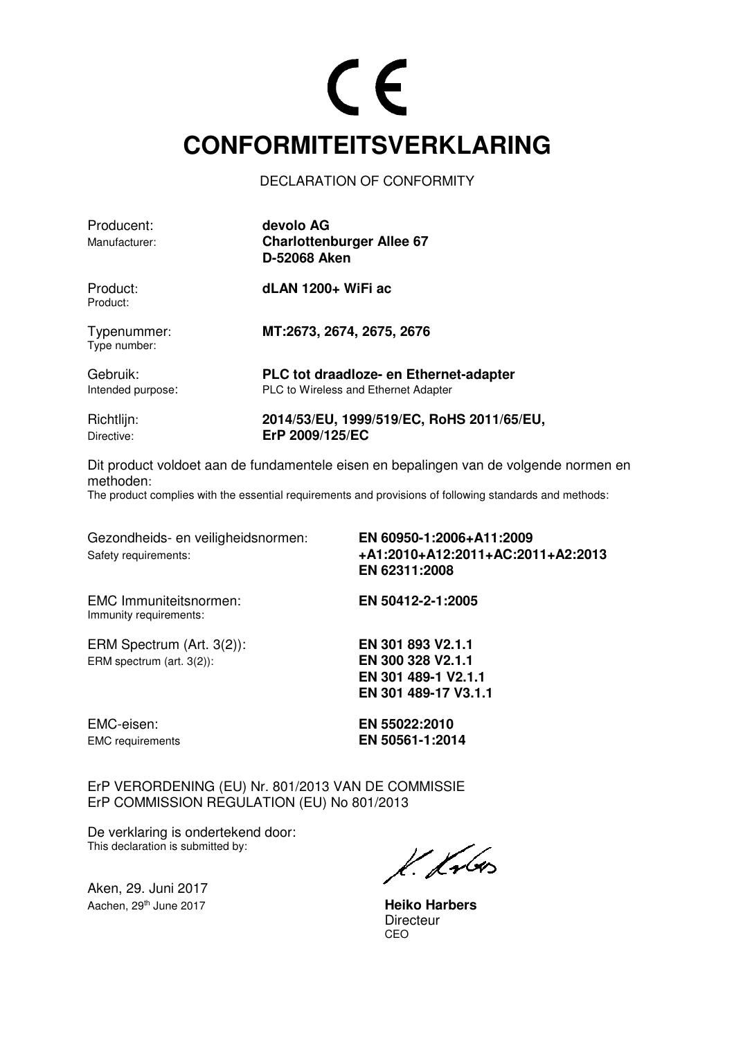CE

# CONFORMITEITSVERKLARING

DECLARATION OF CONFORMITY

| | |
|---|---|
| Producent:<br>Manufacturer: | **devolo AG**<br>**Charlottenburger Allee 67**<br>**D-52068 Aken** |
| Product:<br>Product: | **dLAN 1200+ WiFi ac** |
| Typenummer:<br>Type number: | **MT:2673, 2674, 2675, 2676** |
| Gebruik:<br>Intended purpose: | **PLC tot draadloze- en Ethernet-adapter**<br>PLC to Wireless and Ethernet Adapter |
| Richtlijn:<br>Directive: | **2014/53/EU, 1999/519/EC, RoHS 2011/65/EU,**<br>**ErP 2009/125/EC** |

Dit product voldoet aan de fundamentele eisen en bepalingen van de volgende normen en methoden:
The product complies with the essential requirements and provisions of following standards and methods:

| | |
|---|---|
| Gezondheids- en veiligheidsnormen:<br>Safety requirements: | **EN 60950-1:2006+A11:2009**<br>**+A1:2010+A12:2011+AC:2011+A2:2013**<br>**EN 62311:2008** |
| EMC Immuniteitsnormen:<br>Immunity requirements: | **EN 50412-2-1:2005** |
| ERM Spectrum (Art. 3(2)):<br>ERM spectrum (art. 3(2)): | **EN 301 893 V2.1.1**<br>**EN 300 328 V2.1.1**<br>**EN 301 489-1 V2.1.1**<br>**EN 301 489-17 V3.1.1** |
| EMC-eisen:<br>EMC requirements | **EN 55022:2010**<br>**EN 50561-1:2014** |

ErP VERORDENING (EU) Nr. 801/2013 VAN DE COMMISSIE
ErP COMMISSION REGULATION (EU) No 801/2013

De verklaring is ondertekend door:
This declaration is submitted by:

Aken, 29. Juni 2017
Aachen, 29th June 2017

**Heiko Harbers**
Directeur
CEO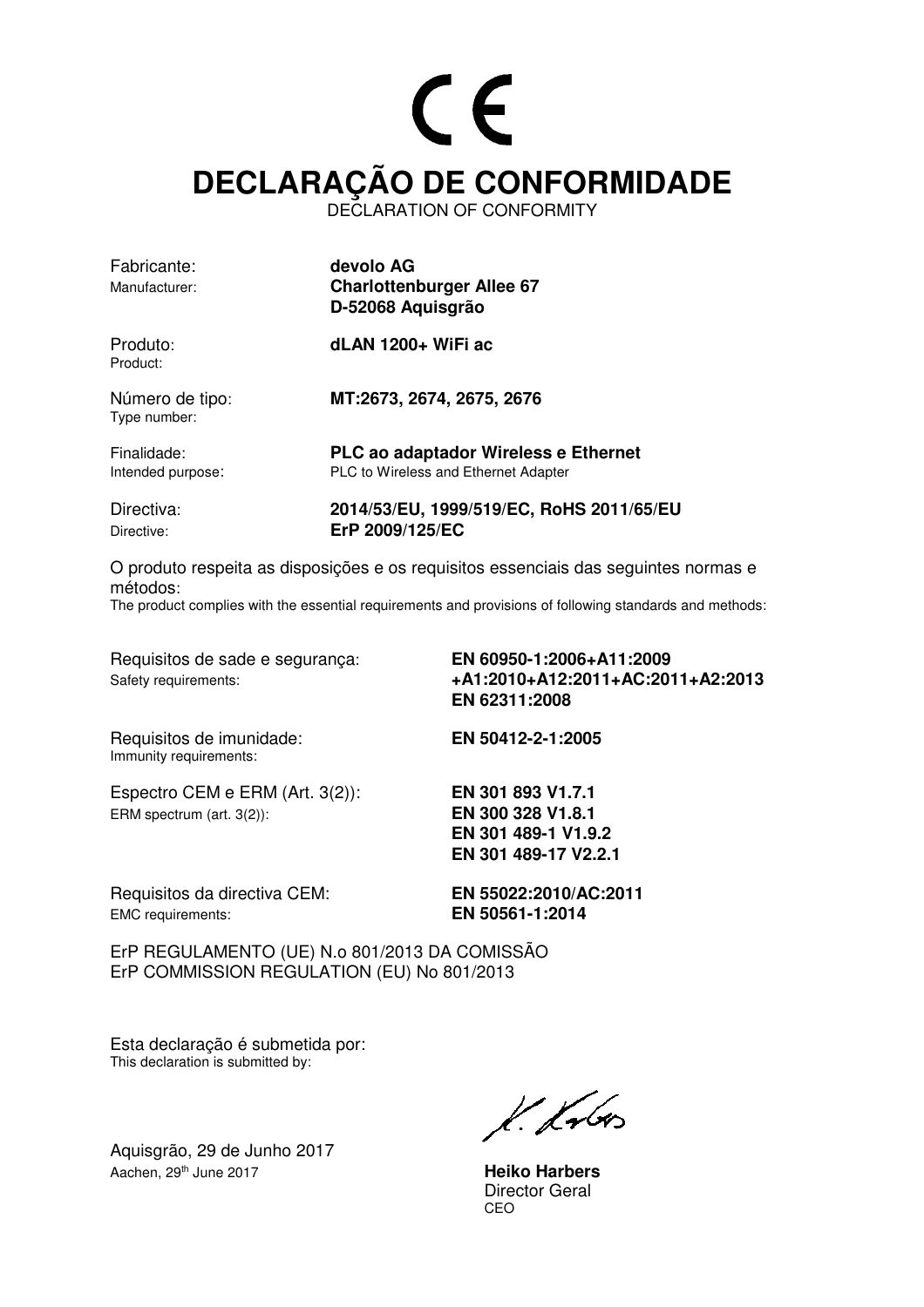CE

# DECLARAÇÃO DE CONFORMIDADE

DECLARATION OF CONFORMITY

| | |
|---|---|
| Fabricante:<br>Manufacturer: | **devolo AG**<br>**Charlottenburger Allee 67**<br>**D-52068 Aquisgrão** |
| Produto:<br>Product: | **dLAN 1200+ WiFi ac** |
| Número de tipo:<br>Type number: | **MT:2673, 2674, 2675, 2676** |
| Finalidade:<br>Intended purpose: | **PLC ao adaptador Wireless e Ethernet**<br>PLC to Wireless and Ethernet Adapter |
| Directiva:<br>Directive: | **2014/53/EU, 1999/519/EC, RoHS 2011/65/EU**<br>**ErP 2009/125/EC** |

O produto respeita as disposições e os requisitos essenciais das seguintes normas e métodos:
The product complies with the essential requirements and provisions of following standards and methods:

| | |
|---|---|
| Requisitos de sade e segurança:<br>Safety requirements: | **EN 60950-1:2006+A11:2009**<br>**+A1:2010+A12:2011+AC:2011+A2:2013**<br>**EN 62311:2008** |
| Requisitos de imunidade:<br>Immunity requirements: | **EN 50412-2-1:2005** |
| Espectro CEM e ERM (Art. 3(2)):<br>ERM spectrum (art. 3(2)): | **EN 301 893 V1.7.1**<br>**EN 300 328 V1.8.1**<br>**EN 301 489-1 V1.9.2**<br>**EN 301 489-17 V2.2.1** |
| Requisitos da directiva CEM:<br>EMC requirements: | **EN 55022:2010/AC:2011**<br>**EN 50561-1:2014** |

ErP REGULAMENTO (UE) N.o 801/2013 DA COMISSÃO
ErP COMMISSION REGULATION (EU) No 801/2013

Esta declaração é submetida por:
This declaration is submitted by:

Aquisgrão, 29 de Junho 2017
Aachen, 29th June 2017

**Heiko Harbers**
Director Geral
CEO